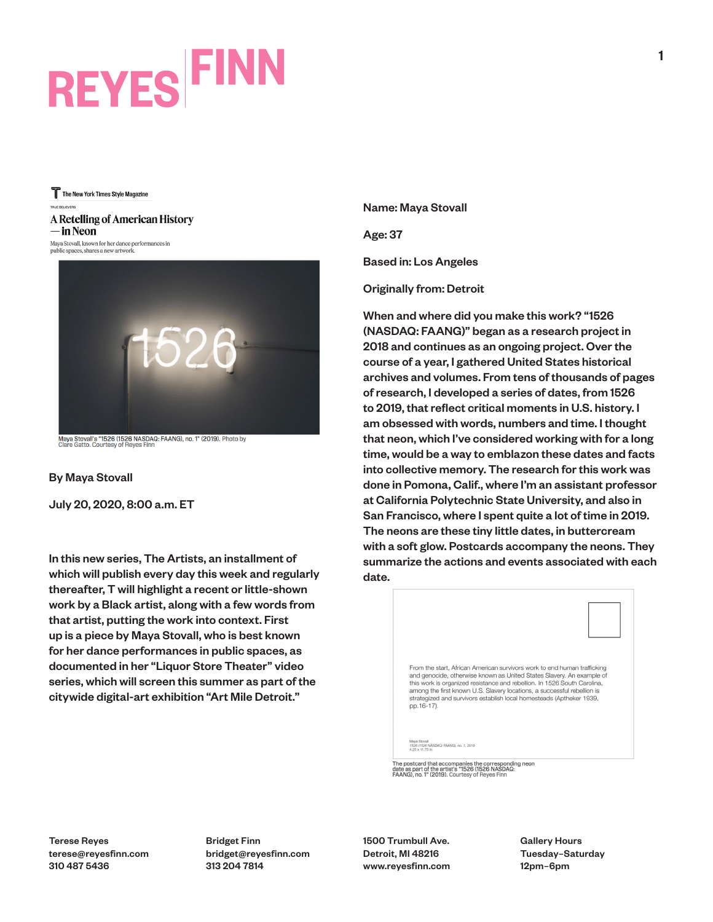# REYES FINN

The New York Times Style Magazine

TRUE BELIEVERS

## A Retelling of American History — in Neon

Maya Stovall, known for her dance performances in public spaces, shares a new artwork.

Maya Stovall's "1526 (1526 NASDAQ: FAANG), no. 1" (2019). Photo by Clare Gatto. Courtesy of Reyes Finn

By Maya Stovall

July 20, 2020, 8:00 a.m. ET

In this new series, The Artists, an installment of which will publish every day this week and regularly thereafter, T will highlight a recent or little-shown work by a Black artist, along with a few words from that artist, putting the work into context. First up is a piece by Maya Stovall, who is best known for her dance performances in public spaces, as documented in her "Liquor Store Theater" video series, which will screen this summer as part of the citywide digital-art exhibition "Art Mile Detroit."

Name: Maya Stovall

Age: 37

Based in: Los Angeles

Originally from: Detroit

When and where did you make this work? "1526 (NASDAQ: FAANG)" began as a research project in 2018 and continues as an ongoing project. Over the course of a year, I gathered United States historical archives and volumes. From tens of thousands of pages of research, I developed a series of dates, from 1526 to 2019, that reflect critical moments in U.S. history. I am obsessed with words, numbers and time. I thought that neon, which I've considered working with for a long time, would be a way to emblazon these dates and facts into collective memory. The research for this work was done in Pomona, Calif., where I'm an assistant professor at California Polytechnic State University, and also in San Francisco, where I spent quite a lot of time in 2019. The neons are these tiny little dates, in buttercream with a soft glow. Postcards accompany the neons. They summarize the actions and events associated with each date.

From the start, African American survivors work to end human trafficking and genocide, otherwise known as United States Slavery. An example of this work is organized resistance and rebellion. In 1526 South Carolina, among the first known U.S. Slavery locations, a successful rebellion is strategized and survivors establish local homesteads (Aptheker 1939, pp.16-17).

Maya Stovall
1526 (1526 NASDAQ: FAANG), no. 1, 2019
4.25 x 11.75 in.

The postcard that accompanies the corresponding neon date as part of the artist's "1526 (1526 NASDAQ: FAANG), no. 1" (2019). Courtesy of Reyes Finn

Terese Reyes
terese@reyesfinn.com
310 487 5436

Bridget Finn
bridget@reyesfinn.com
313 204 7814

1500 Trumbull Ave.
Detroit, MI 48216
www.reyesfinn.com

Gallery Hours
Tuesday–Saturday
12pm–6pm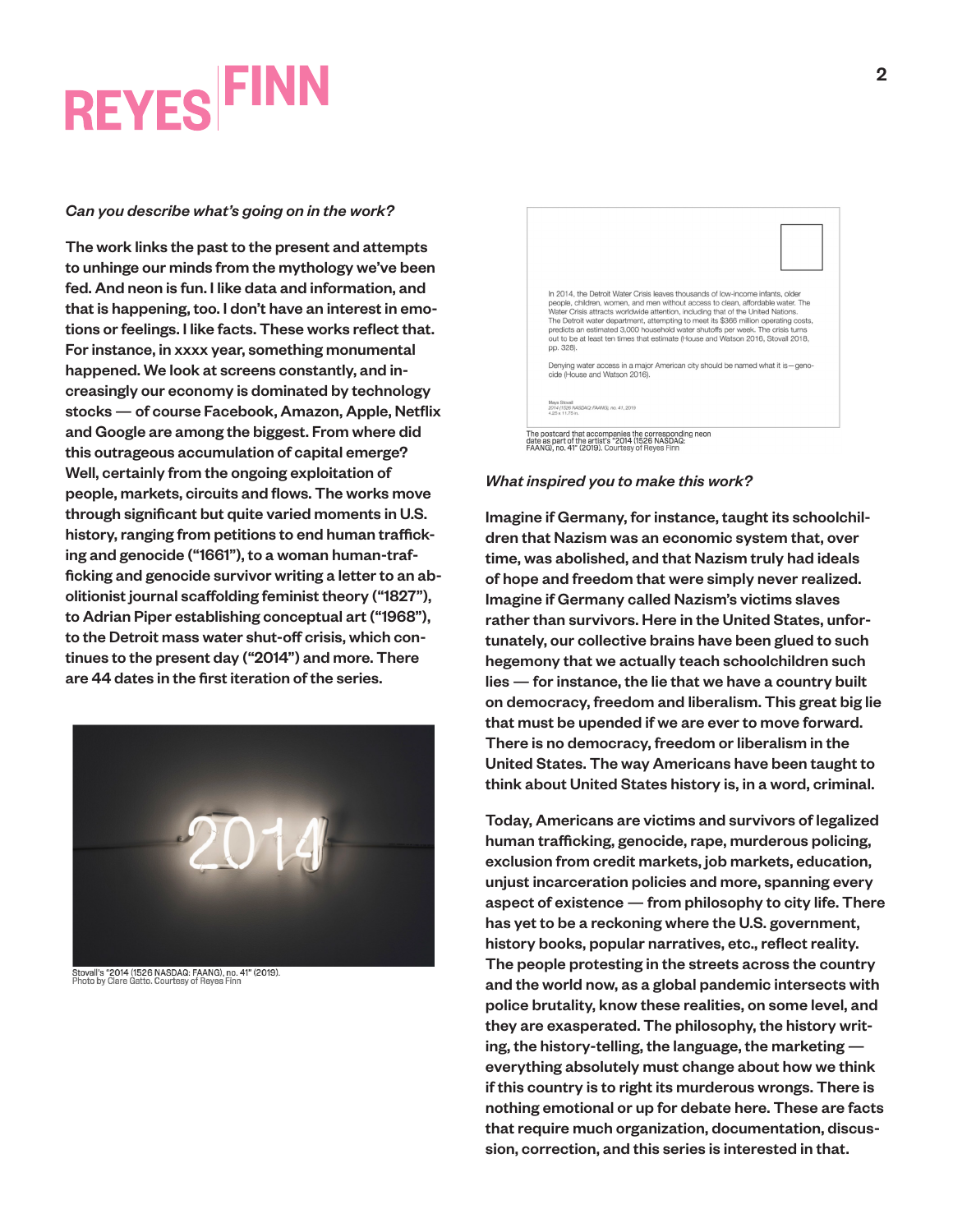*Can you describe what's going on in the work?*

**The work links the past to the present and attempts to unhinge our minds from the mythology we've been fed. And neon is fun. I like data and information, and that is happening, too. I don't have an interest in emotions or feelings. I like facts. These works reflect that. For instance, in xxxx year, something monumental happened. We look at screens constantly, and increasingly our economy is dominated by technology stocks — of course Facebook, Amazon, Apple, Netflix and Google are among the biggest. From where did this outrageous accumulation of capital emerge? Well, certainly from the ongoing exploitation of people, markets, circuits and flows. The works move through significant but quite varied moments in U.S. history, ranging from petitions to end human trafficking and genocide ("1661"), to a woman human-trafficking and genocide survivor writing a letter to an abolitionist journal scaffolding feminist theory ("1827"), to Adrian Piper establishing conceptual art ("1968"), to the Detroit mass water shut-off crisis, which continues to the present day ("2014") and more. There are 44 dates in the first iteration of the series.**

Stovall's "2014 (1526 NASDAQ: FAANG), no. 41" (2019).
Photo by Clare Gatto. Courtesy of Reyes Finn

In 2014, the Detroit Water Crisis leaves thousands of low-income infants, older people, children, women, and men without access to clean, affordable water. The Water Crisis attracts worldwide attention, including that of the United Nations. The Detroit water department, attempting to meet its $366 million operating costs, predicts an estimated 3,000 household water shutoffs per week. The crisis turns out to be at least ten times that estimate (House and Watson 2016, Stovall 2018, pp. 328).

Denying water access in a major American city should be named what it is—genocide (House and Watson 2016).

Maya Stovall
*2014 (1526 NASDAQ: FAANG), no. 41, 2019*
4.25 x 11.75 in.

The postcard that accompanies the corresponding neon date as part of the artist's "2014 (1526 NASDAQ: FAANG), no. 41" (2019). Courtesy of Reyes Finn

*What inspired you to make this work?*

**Imagine if Germany, for instance, taught its schoolchildren that Nazism was an economic system that, over time, was abolished, and that Nazism truly had ideals of hope and freedom that were simply never realized. Imagine if Germany called Nazism's victims slaves rather than survivors. Here in the United States, unfortunately, our collective brains have been glued to such hegemony that we actually teach schoolchildren such lies — for instance, the lie that we have a country built on democracy, freedom and liberalism. This great big lie that must be upended if we are ever to move forward. There is no democracy, freedom or liberalism in the United States. The way Americans have been taught to think about United States history is, in a word, criminal.**

**Today, Americans are victims and survivors of legalized human trafficking, genocide, rape, murderous policing, exclusion from credit markets, job markets, education, unjust incarceration policies and more, spanning every aspect of existence — from philosophy to city life. There has yet to be a reckoning where the U.S. government, history books, popular narratives, etc., reflect reality. The people protesting in the streets across the country and the world now, as a global pandemic intersects with police brutality, know these realities, on some level, and they are exasperated. The philosophy, the history writing, the history-telling, the language, the marketing — everything absolutely must change about how we think if this country is to right its murderous wrongs. There is nothing emotional or up for debate here. These are facts that require much organization, documentation, discussion, correction, and this series is interested in that.**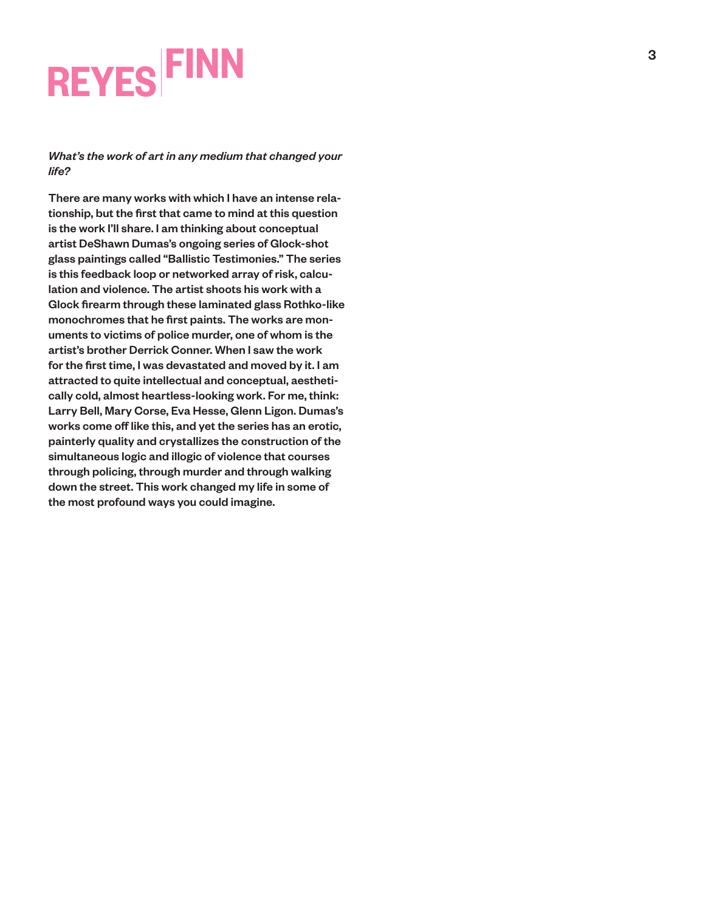# REYES FINN

*What's the work of art in any medium that changed your life?*

**There are many works with which I have an intense relationship, but the first that came to mind at this question is the work I'll share. I am thinking about conceptual artist DeShawn Dumas's ongoing series of Glock-shot glass paintings called "Ballistic Testimonies." The series is this feedback loop or networked array of risk, calculation and violence. The artist shoots his work with a Glock firearm through these laminated glass Rothko-like monochromes that he first paints. The works are monuments to victims of police murder, one of whom is the artist's brother Derrick Conner. When I saw the work for the first time, I was devastated and moved by it. I am attracted to quite intellectual and conceptual, aesthetically cold, almost heartless-looking work. For me, think: Larry Bell, Mary Corse, Eva Hesse, Glenn Ligon. Dumas's works come off like this, and yet the series has an erotic, painterly quality and crystallizes the construction of the simultaneous logic and illogic of violence that courses through policing, through murder and through walking down the street. This work changed my life in some of the most profound ways you could imagine.**